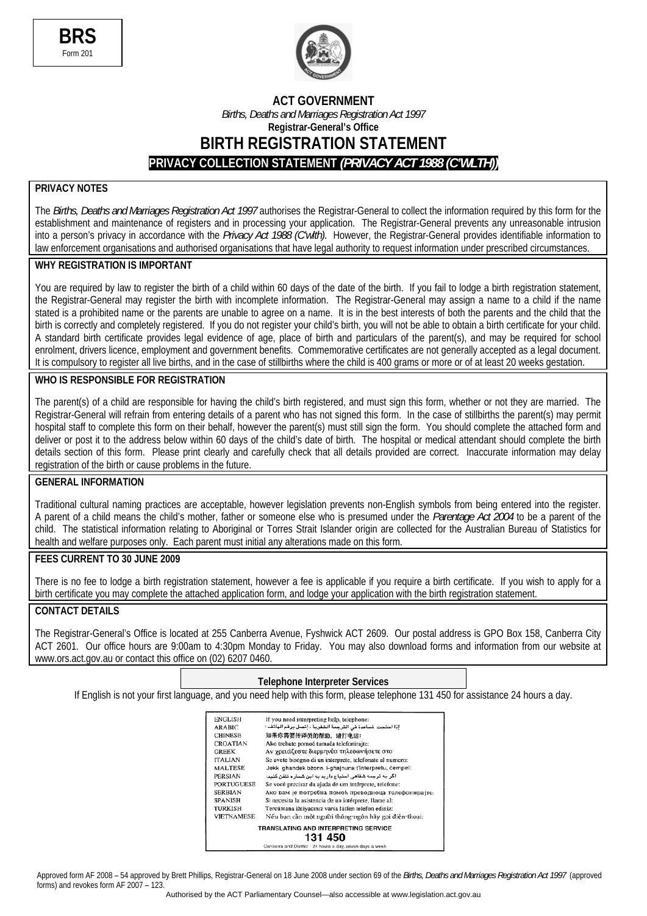**BRS**
Form 201

**ACT GOVERNMENT**

*Births, Deaths and Marriages Registration Act 1997*

**Registrar-General's Office**

# BIRTH REGISTRATION STATEMENT

## PRIVACY COLLECTION STATEMENT *(PRIVACY ACT 1988 (C'WLTH))*

### PRIVACY NOTES

The *Births, Deaths and Marriages Registration Act 1997* authorises the Registrar-General to collect the information required by this form for the establishment and maintenance of registers and in processing your application. The Registrar-General prevents any unreasonable intrusion into a person's privacy in accordance with the *Privacy Act 1988 (C'wlth).* However, the Registrar-General provides identifiable information to law enforcement organisations and authorised organisations that have legal authority to request information under prescribed circumstances.

### WHY REGISTRATION IS IMPORTANT

You are required by law to register the birth of a child within 60 days of the date of the birth. If you fail to lodge a birth registration statement, the Registrar-General may register the birth with incomplete information. The Registrar-General may assign a name to a child if the name stated is a prohibited name or the parents are unable to agree on a name. It is in the best interests of both the parents and the child that the birth is correctly and completely registered. If you do not register your child's birth, you will not be able to obtain a birth certificate for your child. A standard birth certificate provides legal evidence of age, place of birth and particulars of the parent(s), and may be required for school enrolment, drivers licence, employment and government benefits. Commemorative certificates are not generally accepted as a legal document. It is compulsory to register all live births, and in the case of stillbirths where the child is 400 grams or more or of at least 20 weeks gestation.

### WHO IS RESPONSIBLE FOR REGISTRATION

The parent(s) of a child are responsible for having the child's birth registered, and must sign this form, whether or not they are married. The Registrar-General will refrain from entering details of a parent who has not signed this form. In the case of stillbirths the parent(s) may permit hospital staff to complete this form on their behalf, however the parent(s) must still sign the form. You should complete the attached form and deliver or post it to the address below within 60 days of the child's date of birth. The hospital or medical attendant should complete the birth details section of this form. Please print clearly and carefully check that all details provided are correct. Inaccurate information may delay registration of the birth or cause problems in the future.

### GENERAL INFORMATION

Traditional cultural naming practices are acceptable, however legislation prevents non-English symbols from being entered into the register. A parent of a child means the child's mother, father or someone else who is presumed under the *Parentage Act 2004* to be a parent of the child. The statistical information relating to Aboriginal or Torres Strait Islander origin are collected for the Australian Bureau of Statistics for health and welfare purposes only. Each parent must initial any alterations made on this form.

### FEES CURRENT TO 30 JUNE 2009

There is no fee to lodge a birth registration statement, however a fee is applicable if you require a birth certificate. If you wish to apply for a birth certificate you may complete the attached application form, and lodge your application with the birth registration statement.

### CONTACT DETAILS

The Registrar-General's Office is located at 255 Canberra Avenue, Fyshwick ACT 2609. Our postal address is GPO Box 158, Canberra City ACT 2601. Our office hours are 9:00am to 4:30pm Monday to Friday. You may also download forms and information from our website at www.ors.act.gov.au or contact this office on (02) 6207 0460.

**Telephone Interpreter Services**

If English is not your first language, and you need help with this form, please telephone 131 450 for assistance 24 hours a day.

| | |
|---|---|
| ENGLISH | If you need interpreting help, telephone: |
| ARABIC | إذا احتجت لمساعدة في الترجمة الشفوية ، إتصل برقم الهاتف : |
| CHINESE | 如果你需要传译员的帮助，请打电话： |
| CROATIAN | Ako trebate pomoć tumača telefonirajte: |
| GREEK | Αν χρειάζεστε διερμηνέα τηλεφωνήσετε στο |
| ITALIAN | Se avete bisogno di un interprete, telefonate al numero: |
| MALTESE | Jekk għandek bżonn l-għajnuna t'interpretu, ċempel: |
| PERSIAN | اگر به ترجمه شفاهی احتیاج دارید به این شماره تلفن کنید: |
| PORTUGUESE | Se você precisar da ajuda de um intérprete, telefone: |
| SERBIAN | Ако вам је потребна помоћ преводиоца телефонирајте: |
| SPANISH | Si necesita la asistencia de un intérprete, llame al: |
| TURKISH | Tercümana ihtiyacınız varsa lütfen telefon ediniz: |
| VIETNAMESE | Nếu bạn cần một người thông-ngôn hãy gọi điện-thoại: |

**TRANSLATING AND INTERPRETING SERVICE**

**131 450**

Canberra and District - 24 hours a day, seven days a week

Approved form AF 2008 – 54 approved by Brett Phillips, Registrar-General on 18 June 2008 under section 69 of the *Births, Deaths and Marriages Registration Act 1997* (approved forms) and revokes form AF 2007 – 123.

Authorised by the ACT Parliamentary Counsel—also accessible at www.legislation.act.gov.au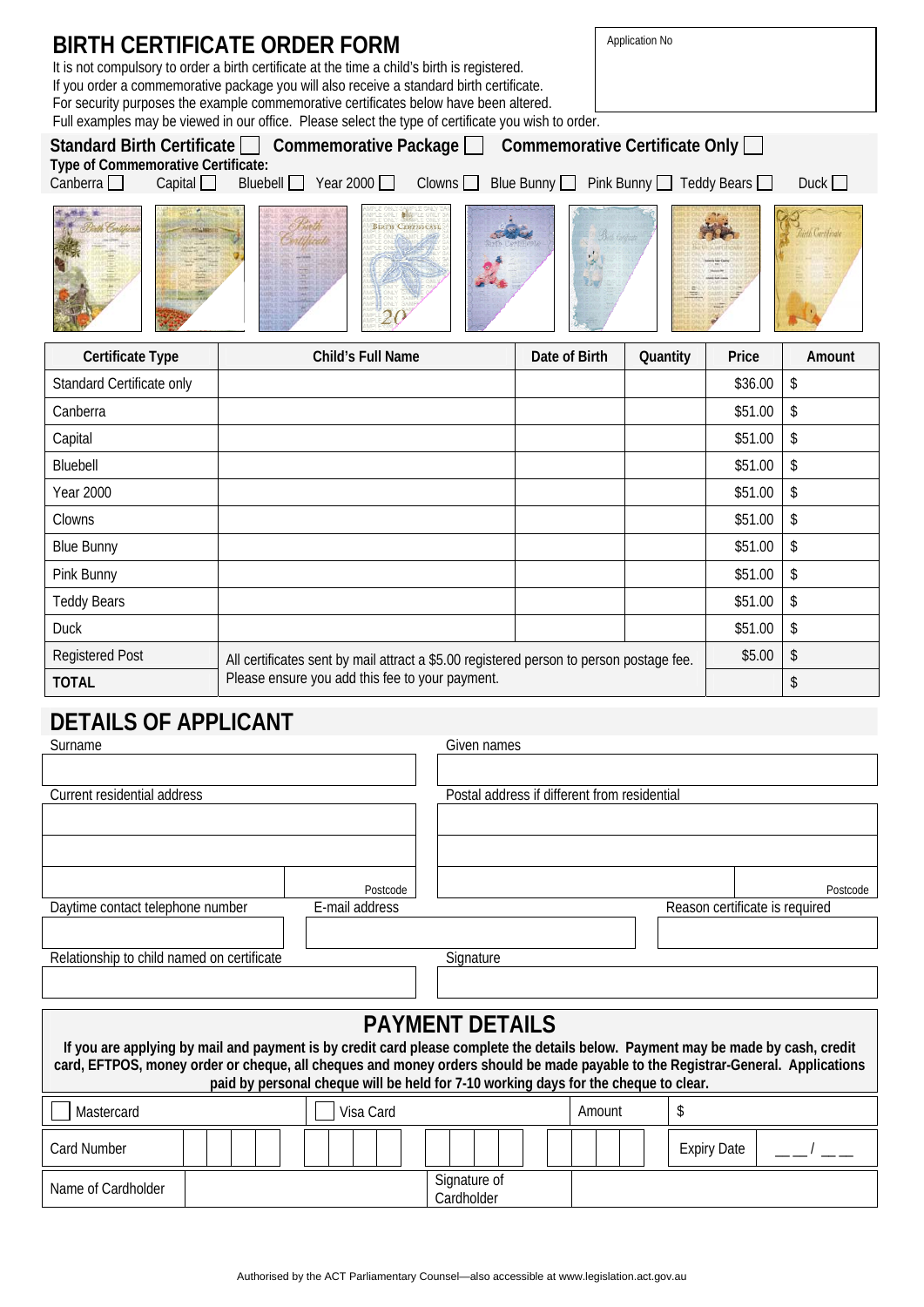# BIRTH CERTIFICATE ORDER FORM

Application No

It is not compulsory to order a birth certificate at the time a child's birth is registered.
If you order a commemorative package you will also receive a standard birth certificate.
For security purposes the example commemorative certificates below have been altered.
Full examples may be viewed in our office. Please select the type of certificate you wish to order.

**Standard Birth Certificate** ☐ **Commemorative Package** ☐ **Commemorative Certificate Only** ☐

**Type of Commemorative Certificate:**

Canberra ☐ Capital ☐ Bluebell ☐ Year 2000 ☐ Clowns ☐ Blue Bunny ☐ Pink Bunny ☐ Teddy Bears ☐ Duck ☐

| Certificate Type | Child's Full Name | Date of Birth | Quantity | Price | Amount |
|---|---|---|---|---|---|
| Standard Certificate only | | | | $36.00 | $ |
| Canberra | | | | $51.00 | $ |
| Capital | | | | $51.00 | $ |
| Bluebell | | | | $51.00 | $ |
| Year 2000 | | | | $51.00 | $ |
| Clowns | | | | $51.00 | $ |
| Blue Bunny | | | | $51.00 | $ |
| Pink Bunny | | | | $51.00 | $ |
| Teddy Bears | | | | $51.00 | $ |
| Duck | | | | $51.00 | $ |
| Registered Post | All certificates sent by mail attract a $5.00 registered person to person postage fee. Please ensure you add this fee to your payment. | | | $5.00 | $ |
| **TOTAL** | | | | | $ |

## DETAILS OF APPLICANT

Surname

Given names

Current residential address

Postcode

Postal address if different from residential

Postcode

Daytime contact telephone number

E-mail address

Reason certificate is required

Relationship to child named on certificate

Signature

## PAYMENT DETAILS

**If you are applying by mail and payment is by credit card please complete the details below. Payment may be made by cash, credit card, EFTPOS, money order or cheque, all cheques and money orders should be made payable to the Registrar-General. Applications paid by personal cheque will be held for 7-10 working days for the cheque to clear.**

| ☐ Mastercard | ☐ Visa Card | Amount | $ |
|---|---|---|---|
| Card Number | | Expiry Date | __ __ / __ __ |
| Name of Cardholder | | Signature of Cardholder | |

Authorised by the ACT Parliamentary Counsel—also accessible at www.legislation.act.gov.au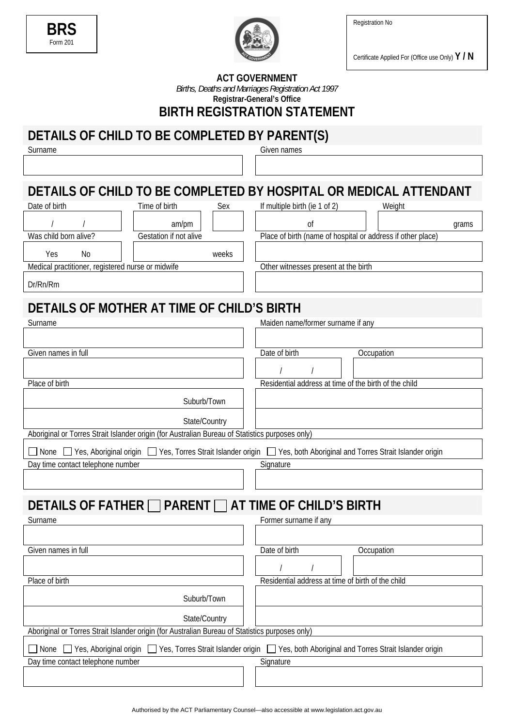**BRS**
Form 201

Registration No

Certificate Applied For (Office use Only) **Y / N**

**ACT GOVERNMENT**

*Births, Deaths and Marriages Registration Act 1997*

**Registrar-General's Office**

# BIRTH REGISTRATION STATEMENT

## DETAILS OF CHILD TO BE COMPLETED BY PARENT(S)

| Surname | Given names |
|---|---|
| | |

## DETAILS OF CHILD TO BE COMPLETED BY HOSPITAL OR MEDICAL ATTENDANT

| Date of birth | Time of birth | Sex | If multiple birth (ie 1 of 2) | Weight |
|---|---|---|---|---|
| / / | am/pm | | of | grams |

| Was child born alive? | Gestation if not alive | Place of birth (name of hospital or address if other place) |
|---|---|---|
| Yes No | weeks | |

| Medical practitioner, registered nurse or midwife | Other witnesses present at the birth |
|---|---|
| Dr/Rn/Rm | |

## DETAILS OF MOTHER AT TIME OF CHILD'S BIRTH

| Surname | Maiden name/former surname if any |
|---|---|
| | |

| Given names in full | Date of birth | Occupation |
|---|---|---|
| | / / | |

| Place of birth | Residential address at time of the birth of the child |
|---|---|
| Suburb/Town | |
| State/Country | |

Aboriginal or Torres Strait Islander origin (for Australian Bureau of Statistics purposes only)

☐ None ☐ Yes, Aboriginal origin ☐ Yes, Torres Strait Islander origin ☐ Yes, both Aboriginal and Torres Strait Islander origin

| Day time contact telephone number | Signature |
|---|---|
| | |

## DETAILS OF FATHER ☐ PARENT ☐ AT TIME OF CHILD'S BIRTH

| Surname | Former surname if any |
|---|---|
| | |

| Given names in full | Date of birth | Occupation |
|---|---|---|
| | / / | |

| Place of birth | Residential address at time of birth of the child |
|---|---|
| Suburb/Town | |
| State/Country | |

Aboriginal or Torres Strait Islander origin (for Australian Bureau of Statistics purposes only)

☐ None ☐ Yes, Aboriginal origin ☐ Yes, Torres Strait Islander origin ☐ Yes, both Aboriginal and Torres Strait Islander origin

| Day time contact telephone number | Signature |
|---|---|
| | |

Authorised by the ACT Parliamentary Counsel—also accessible at www.legislation.act.gov.au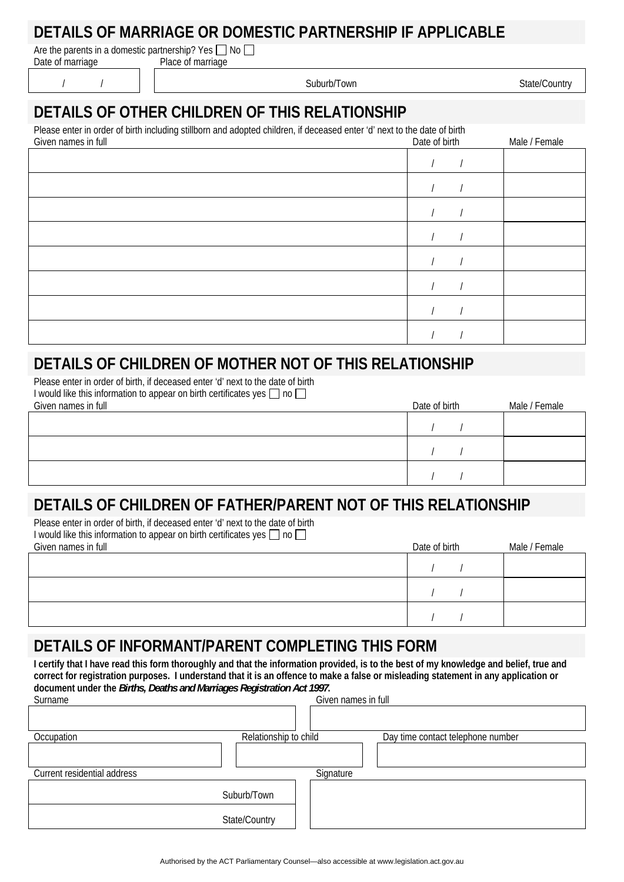## DETAILS OF MARRIAGE OR DOMESTIC PARTNERSHIP IF APPLICABLE

Are the parents in a domestic partnership? Yes ☐ No ☐

| Date of marriage | Place of marriage | |
|---|---|---|
| / / | Suburb/Town | State/Country |

## DETAILS OF OTHER CHILDREN OF THIS RELATIONSHIP

Please enter in order of birth including stillborn and adopted children, if deceased enter 'd' next to the date of birth

| Given names in full | Date of birth | Male / Female |
|---|---|---|
| | / / | |
| | / / | |
| | / / | |
| | / / | |
| | / / | |
| | / / | |
| | / / | |
| | / / | |

## DETAILS OF CHILDREN OF MOTHER NOT OF THIS RELATIONSHIP

Please enter in order of birth, if deceased enter 'd' next to the date of birth

I would like this information to appear on birth certificates yes ☐ no ☐

| Given names in full | Date of birth | Male / Female |
|---|---|---|
| | / / | |
| | / / | |
| | / / | |

## DETAILS OF CHILDREN OF FATHER/PARENT NOT OF THIS RELATIONSHIP

Please enter in order of birth, if deceased enter 'd' next to the date of birth

I would like this information to appear on birth certificates yes ☐ no ☐

| Given names in full | Date of birth | Male / Female |
|---|---|---|
| | / / | |
| | / / | |
| | / / | |

## DETAILS OF INFORMANT/PARENT COMPLETING THIS FORM

**I certify that I have read this form thoroughly and that the information provided, is to the best of my knowledge and belief, true and correct for registration purposes. I understand that it is an offence to make a false or misleading statement in any application or document under the *Births, Deaths and Marriages Registration Act 1997*.**

| Surname | Given names in full |
|---|---|
| | |

| Occupation | Relationship to child | Day time contact telephone number |
|---|---|---|
| | | |

| Current residential address | Signature |
|---|---|
| Suburb/Town | |
| State/Country | |

Authorised by the ACT Parliamentary Counsel—also accessible at www.legislation.act.gov.au